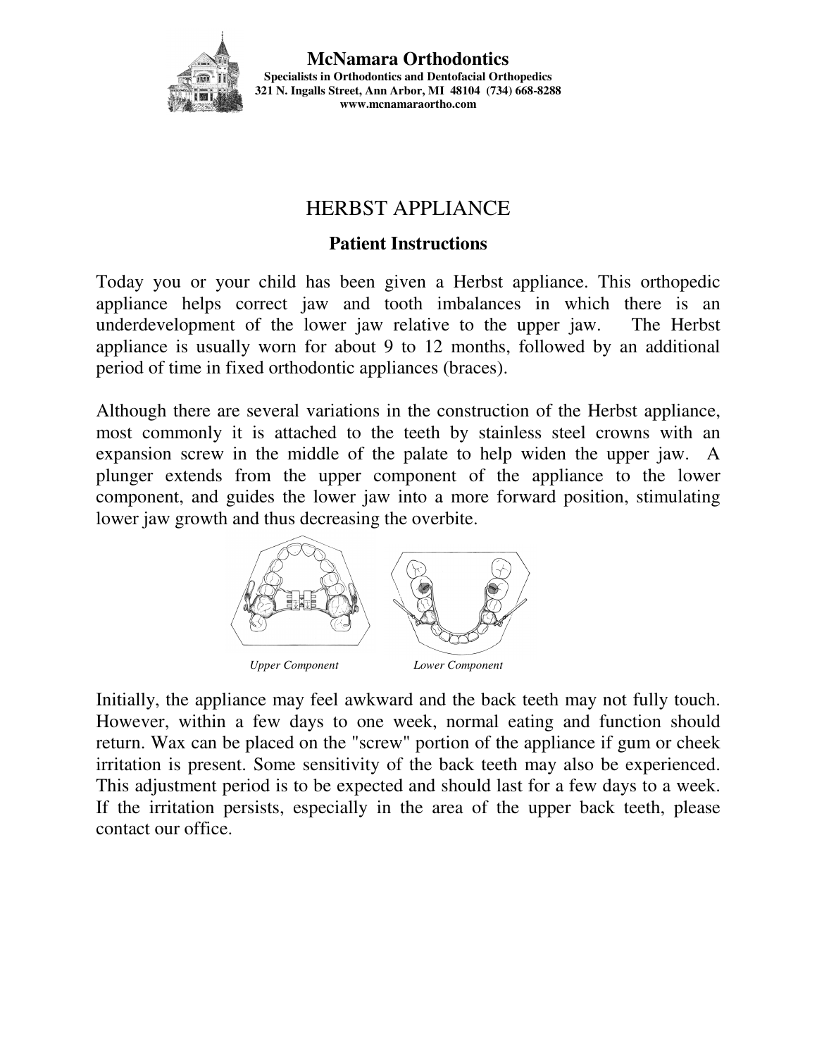**McNamara Orthodontics**
**Specialists in Orthodontics and Dentofacial Orthopedics**
**321 N. Ingalls Street, Ann Arbor, MI 48104 (734) 668-8288**
**www.mcnamaraortho.com**

# HERBST APPLIANCE

## Patient Instructions

Today you or your child has been given a Herbst appliance. This orthopedic appliance helps correct jaw and tooth imbalances in which there is an underdevelopment of the lower jaw relative to the upper jaw. The Herbst appliance is usually worn for about 9 to 12 months, followed by an additional period of time in fixed orthodontic appliances (braces).

Although there are several variations in the construction of the Herbst appliance, most commonly it is attached to the teeth by stainless steel crowns with an expansion screw in the middle of the palate to help widen the upper jaw. A plunger extends from the upper component of the appliance to the lower component, and guides the lower jaw into a more forward position, stimulating lower jaw growth and thus decreasing the overbite.

*Upper Component* *Lower Component*

Initially, the appliance may feel awkward and the back teeth may not fully touch. However, within a few days to one week, normal eating and function should return. Wax can be placed on the "screw" portion of the appliance if gum or cheek irritation is present. Some sensitivity of the back teeth may also be experienced. This adjustment period is to be expected and should last for a few days to a week. If the irritation persists, especially in the area of the upper back teeth, please contact our office.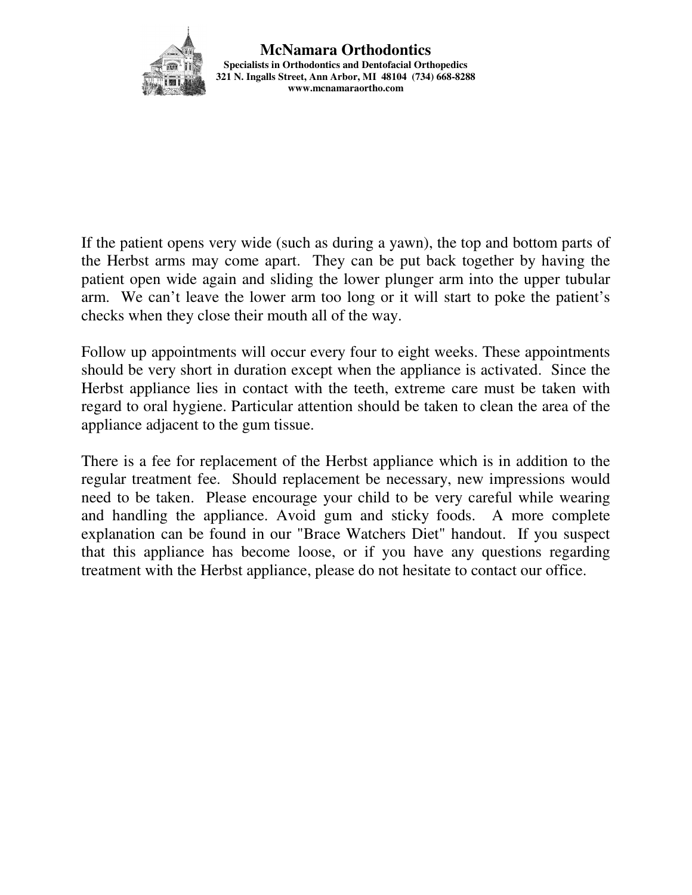**McNamara Orthodontics**

**Specialists in Orthodontics and Dentofacial Orthopedics**
**321 N. Ingalls Street, Ann Arbor, MI 48104 (734) 668-8288**
**www.mcnamaraortho.com**

If the patient opens very wide (such as during a yawn), the top and bottom parts of the Herbst arms may come apart. They can be put back together by having the patient open wide again and sliding the lower plunger arm into the upper tubular arm. We can't leave the lower arm too long or it will start to poke the patient's checks when they close their mouth all of the way.

Follow up appointments will occur every four to eight weeks. These appointments should be very short in duration except when the appliance is activated. Since the Herbst appliance lies in contact with the teeth, extreme care must be taken with regard to oral hygiene. Particular attention should be taken to clean the area of the appliance adjacent to the gum tissue.

There is a fee for replacement of the Herbst appliance which is in addition to the regular treatment fee. Should replacement be necessary, new impressions would need to be taken. Please encourage your child to be very careful while wearing and handling the appliance. Avoid gum and sticky foods. A more complete explanation can be found in our "Brace Watchers Diet" handout. If you suspect that this appliance has become loose, or if you have any questions regarding treatment with the Herbst appliance, please do not hesitate to contact our office.